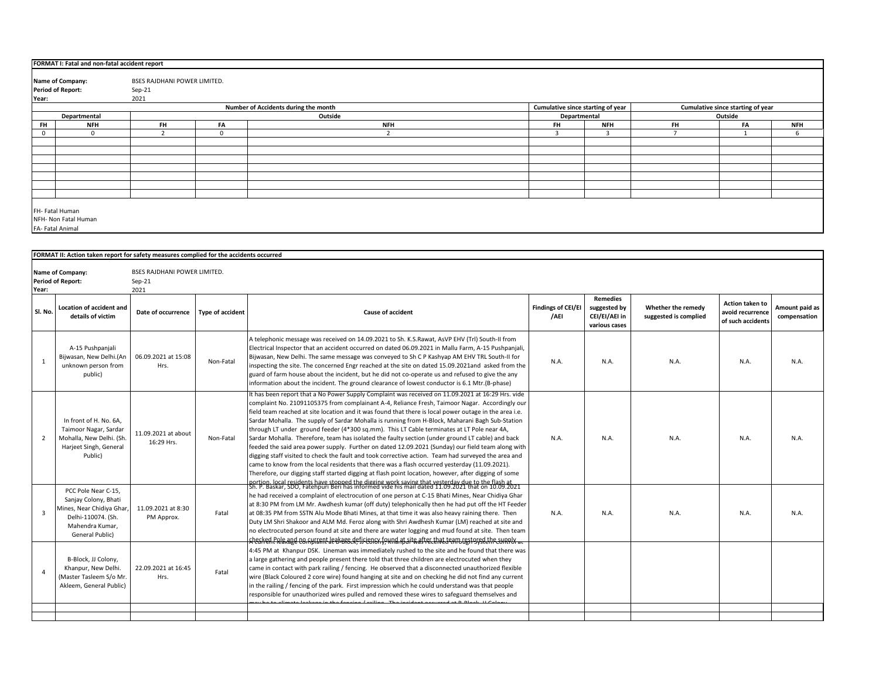**FORMAT I: Fatal and non-fatal accident report**

**Name of Company:** BSES RAJDHANI POWER LIMITED.
**Period of Report:** Sep-21
**Year:** 2021

| Number of Accidents during the month | | | | | Cumulative since starting of year | | Cumulative since starting of year | | |
|---|---|---|---|---|---|---|---|---|---|
| Departmental | | Outside | | | Departmental | | Outside | | |
| FH | NFH | FH | FA | NFH | FH | NFH | FH | FA | NFH |
| 0 | 0 | 2 | 0 | 2 | 3 | 3 | 7 | 1 | 6 |

FH- Fatal Human
NFH- Non Fatal Human
FA- Fatal Animal

**FORMAT II: Action taken report for safety measures complied for the accidents occurred**

**Name of Company:** BSES RAJDHANI POWER LIMITED.
**Period of Report:** Sep-21
**Year:** 2021

| Sl. No. | Location of accident and details of victim | Date of occurrence | Type of accident | Cause of accident | Findings of CEI/EI /AEI | Remedies suggested by CEI/EI/AEI in various cases | Whether the remedy suggested is complied | Action taken to avoid recurrence of such accidents | Amount paid as compensation |
|---|---|---|---|---|---|---|---|---|---|
| 1 | A-15 Pushpanjali Bijwasan, New Delhi.(An unknown person from public) | 06.09.2021 at 15:08 Hrs. | Non-Fatal | A telephonic message was received on 14.09.2021 to Sh. K.S.Rawat, AsVP EHV (Trl) South-II from Electrical Inspector that an accident occurred on dated 06.09.2021 in Mallu Farm, A-15 Pushpanjali, Bijwasan, New Delhi. The same message was conveyed to Sh C P Kashyap AM EHV TRL South-II for inspecting the site. The concerned Engr reached at the site on dated 15.09.2021and asked from the guard of farm house about the incident, but he did not co-operate us and refused to give the any information about the incident. The ground clearance of lowest conductor is 6.1 Mtr.(B-phase) | N.A. | N.A. | N.A. | N.A. | N.A. |
| 2 | In front of H. No. 6A, Taimoor Nagar, Sardar Mohalla, New Delhi. (Sh. Harjeet Singh, General Public) | 11.09.2021 at about 16:29 Hrs. | Non-Fatal | It has been report that a No Power Supply Complaint was received on 11.09.2021 at 16:29 Hrs. vide complaint No. 21091105375 from complainant A-4, Reliance Fresh, Taimoor Nagar. Accordingly our field team reached at site location and it was found that there is local power outage in the area i.e. Sardar Mohalla. The supply of Sardar Mohalla is running from H-Block, Maharani Bagh Sub-Station through LT under ground feeder (4*300 sq.mm). This LT Cable terminates at LT Pole near 4A, Sardar Mohalla. Therefore, team has isolated the faulty section (under ground LT cable) and back feeded the said area power supply. Further on dated 12.09.2021 (Sunday) our field team along with digging staff visited to check the fault and took corrective action. Team had surveyed the area and came to know from the local residents that there was a flash occurred yesterday (11.09.2021). Therefore, our digging staff started digging at flash point location, however, after digging of some portion, local residents have stopped the digging work saying that yesterday due to the flash at | N.A. | N.A. | N.A. | N.A. | N.A. |
| 3 | PCC Pole Near C-15, Sanjay Colony, Bhati Mines, Near Chidiya Ghar, Delhi-110074. (Sh. Mahendra Kumar, General Public) | 11.09.2021 at 8:30 PM Approx. | Fatal | Sh. P. Baskar, SDO, Fatehpuri Beri has informed vide his mail dated 11.09.2021 that on 10.09.2021 he had received a complaint of electrocution of one person at C-15 Bhati Mines, Near Chidiya Ghar at 8:30 PM from LM Mr. Awdhesh kumar (off duty) telephonically then he had put off the HT Feeder at 08:35 PM from SSTN Alu Mode Bhati Mines, at that time it was also heavy raining there. Then Duty LM Shri Shakoor and ALM Md. Feroz along with Shri Awdhesh Kumar (LM) reached at site and no electrocuted person found at site and there are water logging and mud found at site. Then team checked Pole and no current leakage deficiency found at site after that team restored the supply | N.A. | N.A. | N.A. | N.A. | N.A. |
| 4 | B-Block, JJ Colony, Khanpur, New Delhi. (Master Tasleem S/o Mr. Akleem, General Public) | 22.09.2021 at 16:45 Hrs. | Fatal | A current leakage complaint at B-Block, JJ Colony, Khanpur was received through System Control at 4:45 PM at Khanpur DSK. Lineman was immediately rushed to the site and he found that there was a large gathering and people present there told that three children are electrocuted when they came in contact with park railing / fencing. He observed that a disconnected unauthorized flexible wire (Black Coloured 2 core wire) found hanging at site and on checking he did not find any current in the railing / fencing of the park. First impression which he could understand was that people responsible for unauthorized wires pulled and removed these wires to safeguard themselves and may be to climate leakage in the fencing / railing. The incident occurred at B-Block, JJ Colony | | | | | |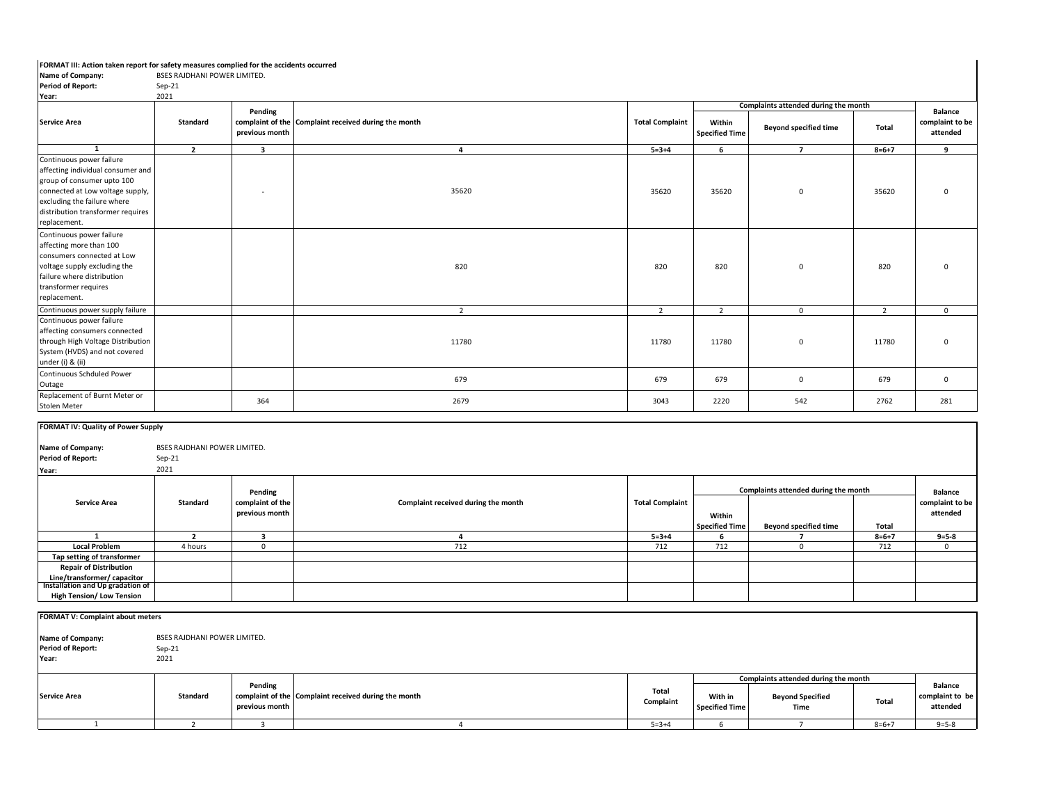**FORMAT III: Action taken report for safety measures complied for the accidents occurred**

**Name of Company:** BSES RAJDHANI POWER LIMITED.
**Period of Report:** Sep-21
**Year:** 2021

| Service Area | Standard | Pending complaint of the previous month | Complaint received during the month | Total Complaint | Complaints attended during the month | | | Balance complaint to be attended |
|---|---|---|---|---|---|---|---|---|
| | | | | | Within Specified Time | Beyond specified time | Total | |
| 1 | 2 | 3 | 4 | 5=3+4 | 6 | 7 | 8=6+7 | 9 |
| Continuous power failure affecting individual consumer and group of consumer upto 100 connected at Low voltage supply, excluding the failure where distribution transformer requires replacement. | | - | 35620 | 35620 | 35620 | 0 | 35620 | 0 |
| Continuous power failure affecting more than 100 consumers connected at Low voltage supply excluding the failure where distribution transformer requires replacement. | | | 820 | 820 | 820 | 0 | 820 | 0 |
| Continuous power supply failure | | | 2 | 2 | 2 | 0 | 2 | 0 |
| Continuous power failure affecting consumers connected through High Voltage Distribution System (HVDS) and not covered under (i) & (ii) | | | 11780 | 11780 | 11780 | 0 | 11780 | 0 |
| Continuous Schduled Power Outage | | | 679 | 679 | 679 | 0 | 679 | 0 |
| Replacement of Burnt Meter or Stolen Meter | | 364 | 2679 | 3043 | 2220 | 542 | 2762 | 281 |

**FORMAT IV: Quality of Power Supply**

**Name of Company:** BSES RAJDHANI POWER LIMITED.
**Period of Report:** Sep-21
**Year:** 2021

| Service Area | Standard | Pending complaint of the previous month | Complaint received during the month | Total Complaint | Complaints attended during the month | | | Balance complaint to be attended |
|---|---|---|---|---|---|---|---|---|
| | | | | | Within Specified Time | Beyond specified time | Total | |
| 1 | 2 | 3 | 4 | 5=3+4 | 6 | 7 | 8=6+7 | 9=5-8 |
| Local Problem | 4 hours | 0 | 712 | 712 | 712 | 0 | 712 | 0 |
| Tap setting of transformer | | | | | | | | |
| Repair of Distribution Line/transformer/ capacitor | | | | | | | | |
| Installation and Up gradation of High Tension/ Low Tension | | | | | | | | |

**FORMAT V: Complaint about meters**

**Name of Company:** BSES RAJDHANI POWER LIMITED.
**Period of Report:** Sep-21
**Year:** 2021

| Service Area | Standard | Pending complaint of the previous month | Complaint received during the month | Total Complaint | Complaints attended during the month | | | Balance complaint to be attended |
|---|---|---|---|---|---|---|---|---|
| | | | | | With in Specified Time | Beyond Specified Time | Total | |
| 1 | 2 | 3 | 4 | 5=3+4 | 6 | 7 | 8=6+7 | 9=5-8 |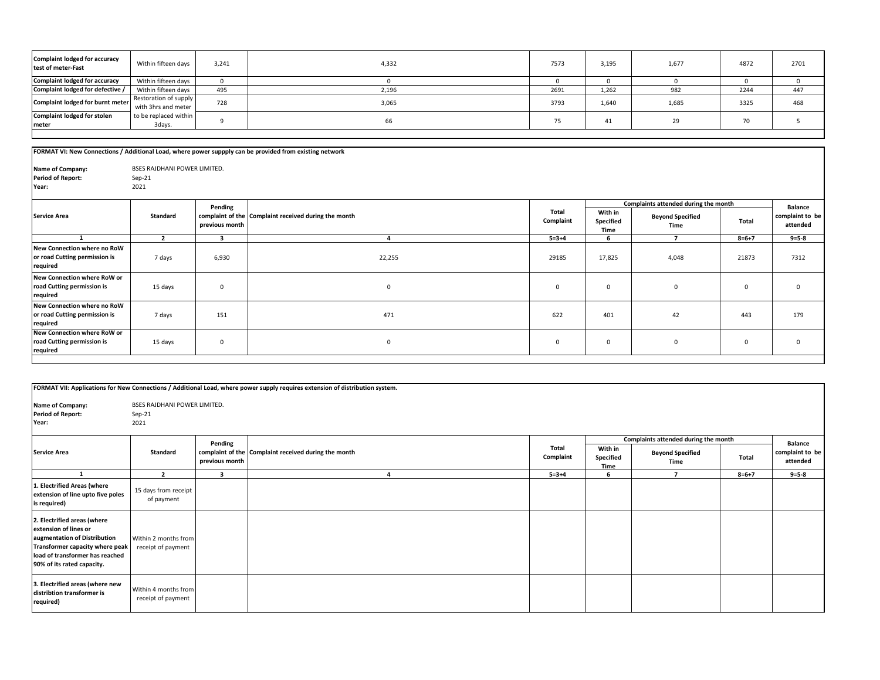| Complaint lodged for accuracy test of meter-Fast | Within fifteen days | 3,241 | 4,332 | 7573 | 3,195 | 1,677 | 4872 | 2701 |
|---|---|---|---|---|---|---|---|---|
| Complaint lodged for accuracy | Within fifteen days | 0 | 0 | 0 | 0 | 0 | 0 | 0 |
| Complaint lodged for defective / | Within fifteen days | 495 | 2,196 | 2691 | 1,262 | 982 | 2244 | 447 |
| Complaint lodged for burnt meter | Restoration of supply with 3hrs and meter | 728 | 3,065 | 3793 | 1,640 | 1,685 | 3325 | 468 |
| Complaint lodged for stolen meter | to be replaced within 3days. | 9 | 66 | 75 | 41 | 29 | 70 | 5 |

**FORMAT VI: New Connections / Additional Load, where power suppply can be provided from existing network**

**Name of Company:** BSES RAJDHANI POWER LIMITED.
**Period of Report:** Sep-21
**Year:** 2021

| Service Area | Standard | Pending complaint of the previous month | Complaint received during the month | Total Complaint | Complaints attended during the month | | | Balance complaint to be attended |
|---|---|---|---|---|---|---|---|---|
| | | | | | With in Specified Time | Beyond Specified Time | Total | |
| 1 | 2 | 3 | 4 | 5=3+4 | 6 | 7 | 8=6+7 | 9=5-8 |
| New Connection where no RoW or road Cutting permission is required | 7 days | 6,930 | 22,255 | 29185 | 17,825 | 4,048 | 21873 | 7312 |
| New Connection where RoW or road Cutting permission is required | 15 days | 0 | 0 | 0 | 0 | 0 | 0 | 0 |
| New Connection where no RoW or road Cutting permission is required | 7 days | 151 | 471 | 622 | 401 | 42 | 443 | 179 |
| New Connection where RoW or road Cutting permission is required | 15 days | 0 | 0 | 0 | 0 | 0 | 0 | 0 |

**FORMAT VII: Applications for New Connections / Additional Load, where power supply requires extension of distribution system.**

**Name of Company:** BSES RAJDHANI POWER LIMITED.
**Period of Report:** Sep-21
**Year:** 2021

| Service Area | Standard | Pending complaint of the previous month | Complaint received during the month | Total Complaint | Complaints attended during the month | | | Balance complaint to be attended |
|---|---|---|---|---|---|---|---|---|
| | | | | | With in Specified Time | Beyond Specified Time | Total | |
| 1 | 2 | 3 | 4 | 5=3+4 | 6 | 7 | 8=6+7 | 9=5-8 |
| 1. Electrified Areas (where extension of line upto five poles is required) | 15 days from receipt of payment | | | | | | | |
| 2. Electrified areas (where extension of lines or augmentation of Distribution Transformer capacity where peak load of transformer has reached 90% of its rated capacity. | Within 2 months from receipt of payment | | | | | | | |
| 3. Electrified areas (where new distribtion transformer is required) | Within 4 months from receipt of payment | | | | | | | |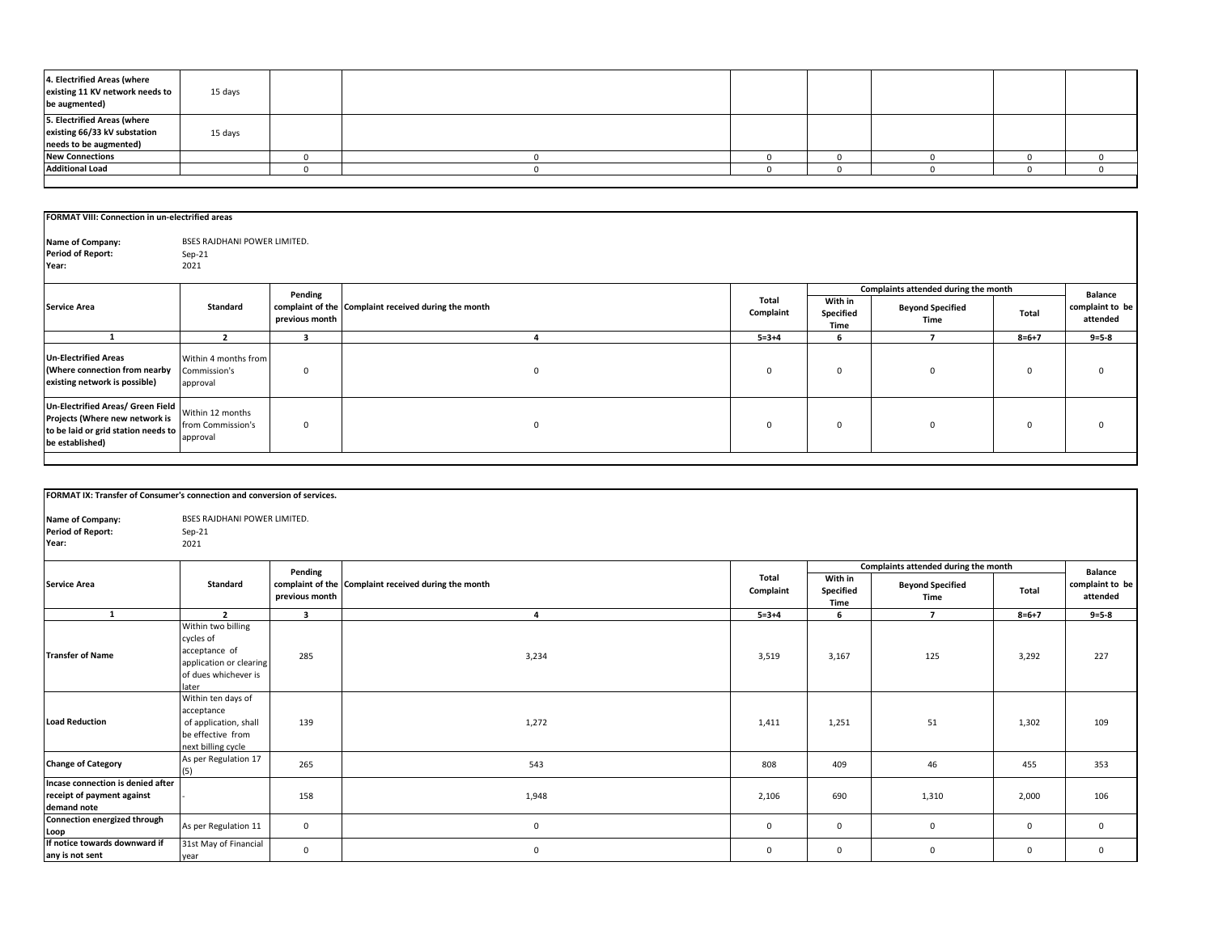| | | | | | | | | |
|---|---|---|---|---|---|---|---|---|
| **4. Electrified Areas (where existing 11 KV network needs to be augmented)** | 15 days | | | | | | | |
| **5. Electrified Areas (where existing 66/33 kV substation needs to be augmented)** | 15 days | | | | | | | |
| **New Connections** | | 0 | 0 | 0 | 0 | 0 | 0 | 0 |
| **Additional Load** | | 0 | 0 | 0 | 0 | 0 | 0 | 0 |

**FORMAT VIII: Connection in un-electrified areas**

**Name of Company:** BSES RAJDHANI POWER LIMITED.
**Period of Report:** Sep-21
**Year:** 2021

| Service Area | Standard | Pending complaint of the previous month | Complaint received during the month | Total Complaint | Complaints attended during the month | | | Balance complaint to be attended |
|---|---|---|---|---|---|---|---|---|
| | | | | | With in Specified Time | Beyond Specified Time | Total | |
| 1 | 2 | 3 | 4 | 5=3+4 | 6 | 7 | 8=6+7 | 9=5-8 |
| **Un-Electrified Areas (Where connection from nearby existing network is possible)** | Within 4 months from Commission's approval | 0 | 0 | 0 | 0 | 0 | 0 | 0 |
| **Un-Electrified Areas/ Green Field Projects (Where new network is to be laid or grid station needs to be established)** | Within 12 months from Commission's approval | 0 | 0 | 0 | 0 | 0 | 0 | 0 |

**FORMAT IX: Transfer of Consumer's connection and conversion of services.**

**Name of Company:** BSES RAJDHANI POWER LIMITED.
**Period of Report:** Sep-21
**Year:** 2021

| Service Area | Standard | Pending complaint of the previous month | Complaint received during the month | Total Complaint | Complaints attended during the month | | | Balance complaint to be attended |
|---|---|---|---|---|---|---|---|---|
| | | | | | With in Specified Time | Beyond Specified Time | Total | |
| 1 | 2 | 3 | 4 | 5=3+4 | 6 | 7 | 8=6+7 | 9=5-8 |
| **Transfer of Name** | Within two billing cycles of acceptance of application or clearing of dues whichever is later | 285 | 3,234 | 3,519 | 3,167 | 125 | 3,292 | 227 |
| **Load Reduction** | Within ten days of acceptance of application, shall be effective from next billing cycle | 139 | 1,272 | 1,411 | 1,251 | 51 | 1,302 | 109 |
| **Change of Category** | As per Regulation 17 (5) | 265 | 543 | 808 | 409 | 46 | 455 | 353 |
| **Incase connection is denied after receipt of payment against demand note** | - | 158 | 1,948 | 2,106 | 690 | 1,310 | 2,000 | 106 |
| **Connection energized through Loop** | As per Regulation 11 | 0 | 0 | 0 | 0 | 0 | 0 | 0 |
| **If notice towards downward if any is not sent** | 31st May of Financial year | 0 | 0 | 0 | 0 | 0 | 0 | 0 |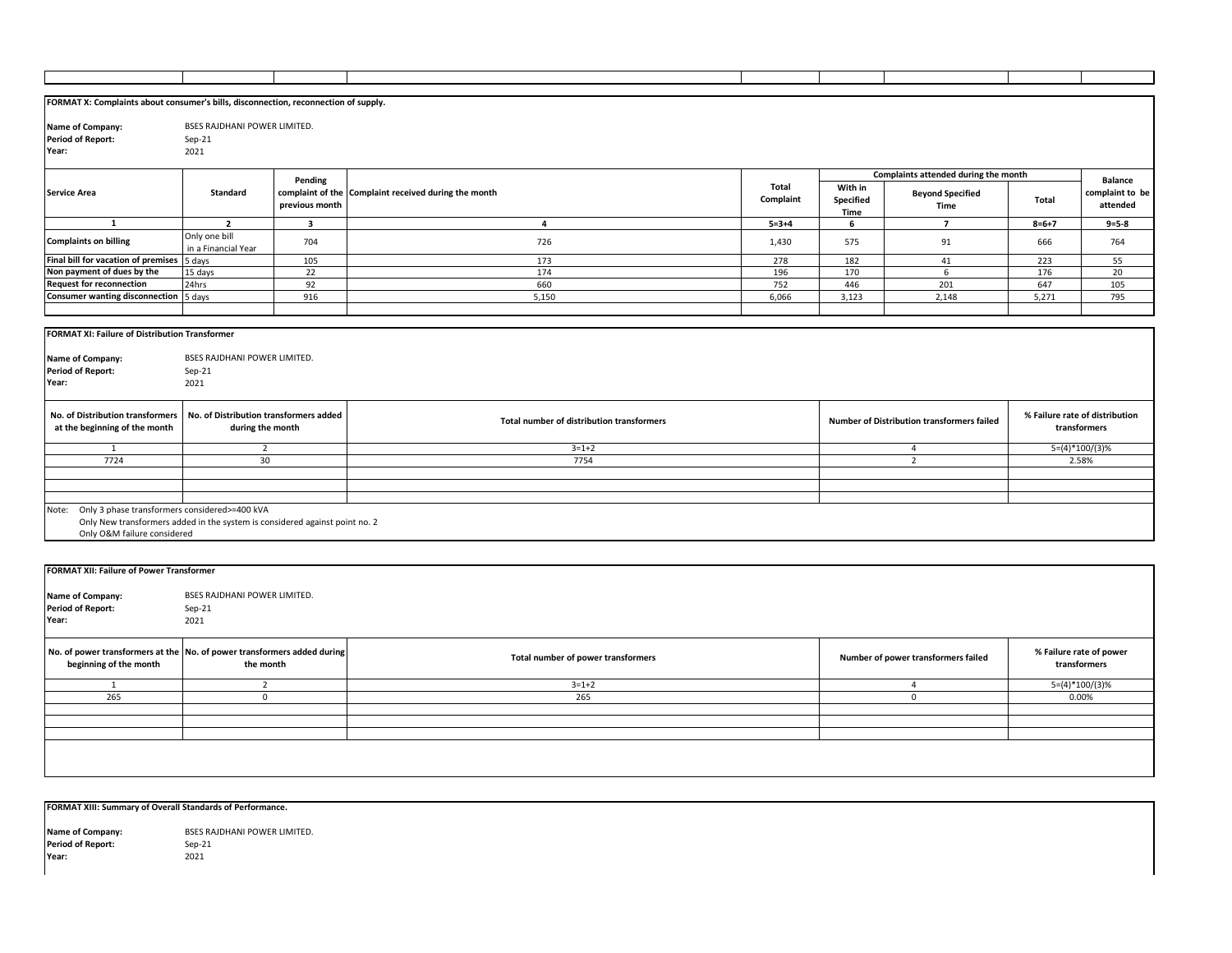**FORMAT X: Complaints about consumer's bills, disconnection, reconnection of supply.**

**Name of Company:** BSES RAJDHANI POWER LIMITED.
**Period of Report:** Sep-21
**Year:** 2021

| Service Area | Standard | Pending complaint of the previous month | Complaint received during the month | Total Complaint | Complaints attended during the month | | | Balance complaint to be attended |
|---|---|---|---|---|---|---|---|---|
| | | | | | With in Specified Time | Beyond Specified Time | Total | |
| 1 | 2 | 3 | 4 | 5=3+4 | 6 | 7 | 8=6+7 | 9=5-8 |
| Complaints on billing | Only one bill in a Financial Year | 704 | 726 | 1,430 | 575 | 91 | 666 | 764 |
| Final bill for vacation of premises | 5 days | 105 | 173 | 278 | 182 | 41 | 223 | 55 |
| Non payment of dues by the | 15 days | 22 | 174 | 196 | 170 | 6 | 176 | 20 |
| Request for reconnection | 24hrs | 92 | 660 | 752 | 446 | 201 | 647 | 105 |
| Consumer wanting disconnection | 5 days | 916 | 5,150 | 6,066 | 3,123 | 2,148 | 5,271 | 795 |

**FORMAT XI: Failure of Distribution Transformer**

**Name of Company:** BSES RAJDHANI POWER LIMITED.
**Period of Report:** Sep-21
**Year:** 2021

| No. of Distribution transformers at the beginning of the month | No. of Distribution transformers added during the month | Total number of distribution transformers | Number of Distribution transformers failed | % Failure rate of distribution transformers |
|---|---|---|---|---|
| 1 | 2 | 3=1+2 | 4 | 5=(4)*100/(3)% |
| 7724 | 30 | 7754 | 2 | 2.58% |

Note: Only 3 phase transformers considered>=400 kVA
Only New transformers added in the system is considered against point no. 2
Only O&M failure considered

**FORMAT XII: Failure of Power Transformer**

**Name of Company:** BSES RAJDHANI POWER LIMITED.
**Period of Report:** Sep-21
**Year:** 2021

| No. of power transformers at the beginning of the month | No. of power transformers added during the month | Total number of power transformers | Number of power transformers failed | % Failure rate of power transformers |
|---|---|---|---|---|
| 1 | 2 | 3=1+2 | 4 | 5=(4)*100/(3)% |
| 265 | 0 | 265 | 0 | 0.00% |

**FORMAT XIII: Summary of Overall Standards of Performance.**

**Name of Company:** BSES RAJDHANI POWER LIMITED.
**Period of Report:** Sep-21
**Year:** 2021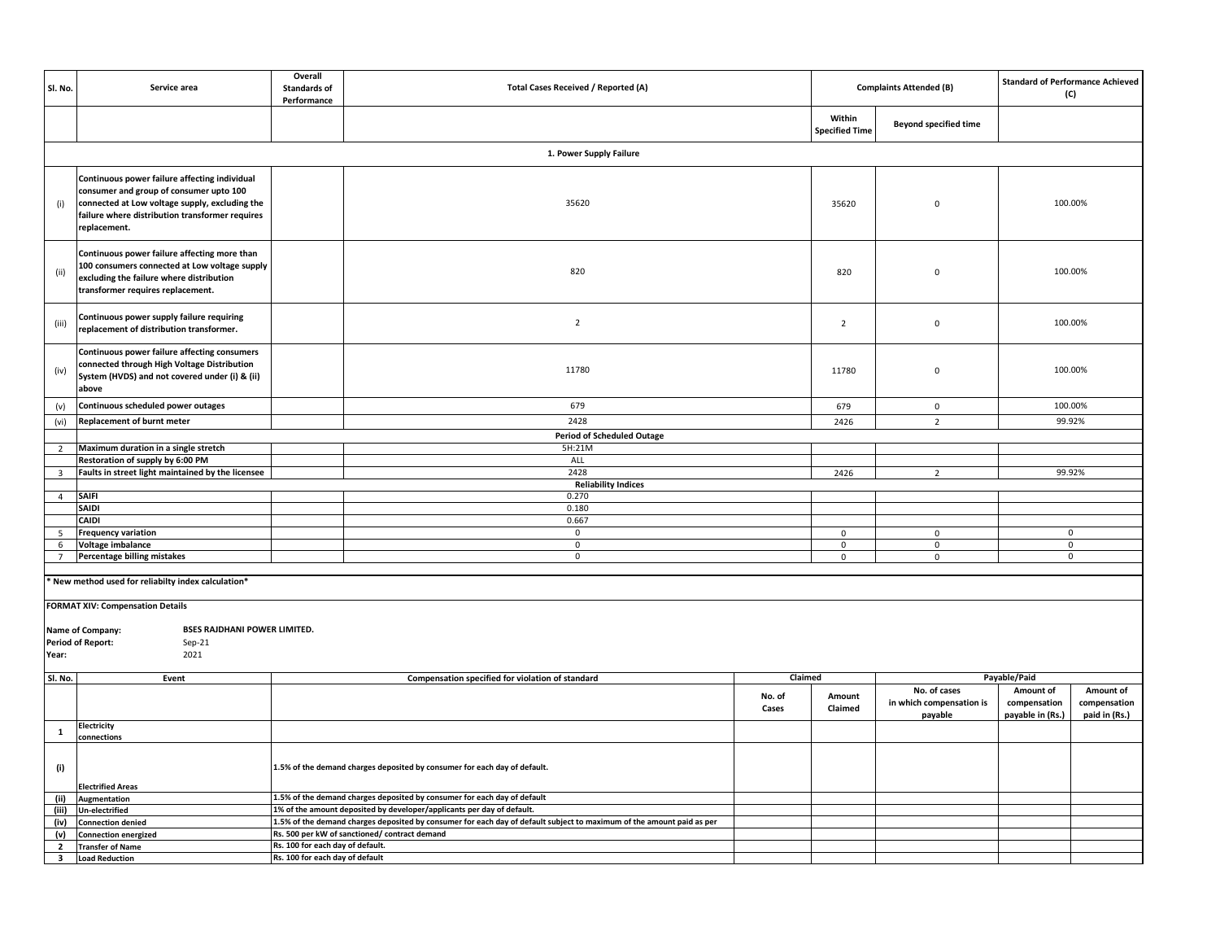| Sl. No. | Service area | Overall Standards of Performance | Total Cases Received / Reported (A) | Complaints Attended (B) | | Standard of Performance Achieved (C) |
|---|---|---|---|---|---|---|
| | | | | Within Specified Time | Beyond specified time | |
| | | | **1. Power Supply Failure** | | | |
| (i) | **Continuous power failure affecting individual consumer and group of consumer upto 100 connected at Low voltage supply, excluding the failure where distribution transformer requires replacement.** | | 35620 | 35620 | 0 | 100.00% |
| (ii) | **Continuous power failure affecting more than 100 consumers connected at Low voltage supply excluding the failure where distribution transformer requires replacement.** | | 820 | 820 | 0 | 100.00% |
| (iii) | **Continuous power supply failure requiring replacement of distribution transformer.** | | 2 | 2 | 0 | 100.00% |
| (iv) | **Continuous power failure affecting consumers connected through High Voltage Distribution System (HVDS) and not covered under (i) & (ii) above** | | 11780 | 11780 | 0 | 100.00% |
| (v) | **Continuous scheduled power outages** | | 679 | 679 | 0 | 100.00% |
| (vi) | **Replacement of burnt meter** | | 2428 | 2426 | 2 | 99.92% |
| | | | **Period of Scheduled Outage** | | | |
| 2 | **Maximum duration in a single stretch** | | 5H:21M | | | |
| | **Restoration of supply by 6:00 PM** | | ALL | | | |
| 3 | **Faults in street light maintained by the licensee** | | 2428 | 2426 | 2 | 99.92% |
| | | | **Reliability Indices** | | | |
| 4 | **SAIFI** | | 0.270 | | | |
| | **SAIDI** | | 0.180 | | | |
| | **CAIDI** | | 0.667 | | | |
| 5 | **Frequency variation** | | 0 | 0 | 0 | 0 |
| 6 | **Voltage imbalance** | | 0 | 0 | 0 | 0 |
| 7 | **Percentage billing mistakes** | | 0 | 0 | 0 | 0 |

**\* New method used for reliabilty index calculation\***

**FORMAT XIV: Compensation Details**

**Name of Company:** **BSES RAJDHANI POWER LIMITED.**
**Period of Report:** Sep-21
**Year:** 2021

| Sl. No. | Event | Compensation specified for violation of standard | Claimed | | Payable/Paid | | |
|---|---|---|---|---|---|---|---|
| | | | No. of Cases | Amount Claimed | No. of cases in which compensation is payable | Amount of compensation payable in (Rs.) | Amount of compensation paid in (Rs.) |
| **1** | **Electricity connections** | | | | | | |
| **(i)** | **Electrified Areas** | **1.5% of the demand charges deposited by consumer for each day of default.** | | | | | |
| **(ii)** | **Augmentation** | **1.5% of the demand charges deposited by consumer for each day of default** | | | | | |
| **(iii)** | **Un-electrified** | **1% of the amount deposited by developer/applicants per day of default.** | | | | | |
| **(iv)** | **Connection denied** | **1.5% of the demand charges deposited by consumer for each day of default subject to maximum of the amount paid as per** | | | | | |
| **(v)** | **Connection energized** | **Rs. 500 per kW of sanctioned/ contract demand** | | | | | |
| **2** | **Transfer of Name** | **Rs. 100 for each day of default.** | | | | | |
| **3** | **Load Reduction** | **Rs. 100 for each day of default** | | | | | |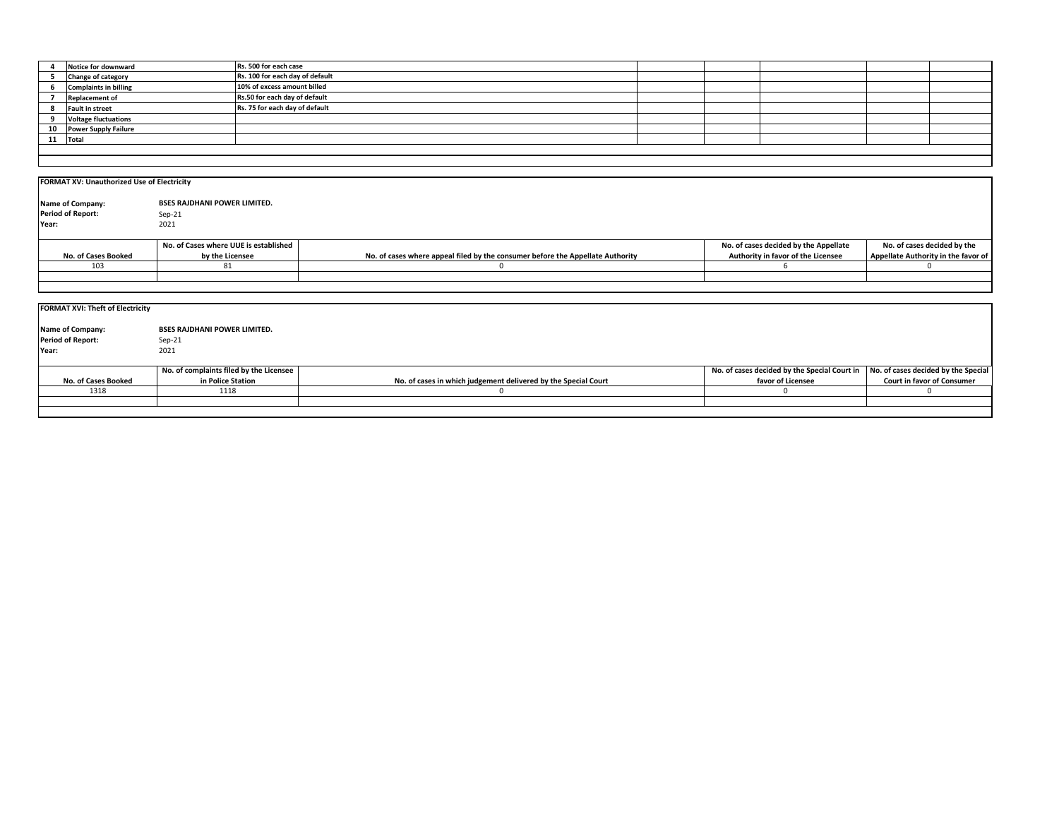| | | | | | | | |
|---|---|---|---|---|---|---|---|
| 4 | **Notice for downward** | **Rs. 500 for each case** | | | | | |
| 5 | **Change of category** | **Rs. 100 for each day of default** | | | | | |
| 6 | **Complaints in billing** | **10% of excess amount billed** | | | | | |
| 7 | **Replacement of** | **Rs.50 for each day of default** | | | | | |
| 8 | **Fault in street** | **Rs. 75 for each day of default** | | | | | |
| 9 | **Voltage fluctuations** | | | | | | |
| 10 | **Power Supply Failure** | | | | | | |
| 11 | **Total** | | | | | | |

**FORMAT XV: Unauthorized Use of Electricity**

**Name of Company:** **BSES RAJDHANI POWER LIMITED.**
**Period of Report:** Sep-21
**Year:** 2021

| No. of Cases Booked | No. of Cases where UUE is established by the Licensee | No. of cases where appeal filed by the consumer before the Appellate Authority | No. of cases decided by the Appellate Authority in favor of the Licensee | No. of cases decided by the Appellate Authority in the favor of |
|---|---|---|---|---|
| 103 | 81 | 0 | 6 | 0 |

**FORMAT XVI: Theft of Electricity**

**Name of Company:** **BSES RAJDHANI POWER LIMITED.**
**Period of Report:** Sep-21
**Year:** 2021

| No. of Cases Booked | No. of complaints filed by the Licensee in Police Station | No. of cases in which judgement delivered by the Special Court | No. of cases decided by the Special Court in favor of Licensee | No. of cases decided by the Special Court in favor of Consumer |
|---|---|---|---|---|
| 1318 | 1118 | 0 | 0 | 0 |